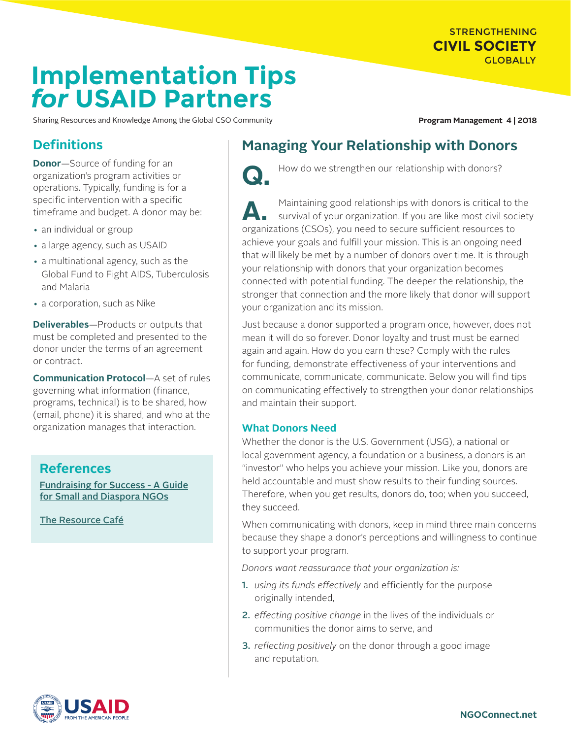STRENGTHENING **CIVIL SOCIETY** GLOBALLY

# Implementation Tips *for* USAID Partners

Sharing Resources and Knowledge Among the Global CSO Community

**Program Management 4 | 2018**

## Definitions

**Donor**—Source of funding for an organization's program activities or operations. Typically, funding is for a specific intervention with a specific timeframe and budget. A donor may be:

- an individual or group
- a large agency, such as USAID
- a multinational agency, such as the Global Fund to Fight AIDS, Tuberculosis and Malaria
- a corporation, such as Nike

**Deliverables**—Products or outputs that must be completed and presented to the donor under the terms of an agreement or contract.

**Communication Protocol**—A set of rules governing what information (finance, programs, technical) is to be shared, how (email, phone) it is shared, and who at the organization manages that interaction.

## References

Fundraising for Success - A Guide for Small and Diaspora NGOs

The Resource Café

## Managing Your Relationship with Donors

**Q.** How do we strengthen our relationship with donors?

**A.** Maintaining good relationships with donors is critical to the survival of your organization. If you are like most civil society organizations (CSOs), you need to secure sufficient resources to achieve your goals and fulfill your mission. This is an ongoing need that will likely be met by a number of donors over time. It is through your relationship with donors that your organization becomes connected with potential funding. The deeper the relationship, the stronger that connection and the more likely that donor will support your organization and its mission.

Just because a donor supported a program once, however, does not mean it will do so forever. Donor loyalty and trust must be earned again and again. How do you earn these? Comply with the rules for funding, demonstrate effectiveness of your interventions and communicate, communicate, communicate. Below you will find tips on communicating effectively to strengthen your donor relationships and maintain their support.

### What Donors Need

Whether the donor is the U.S. Government (USG), a national or local government agency, a foundation or a business, a donors is an "investor" who helps you achieve your mission. Like you, donors are held accountable and must show results to their funding sources. Therefore, when you get results, donors do, too; when you succeed, they succeed.

When communicating with donors, keep in mind three main concerns because they shape a donor's perceptions and willingness to continue to support your program.

*Donors want reassurance that your organization is:*

1. *using its funds effectively* and efficiently for the purpose originally intended,
2. *effecting positive change* in the lives of the individuals or communities the donor aims to serve, and
3. *reflecting positively* on the donor through a good image and reputation.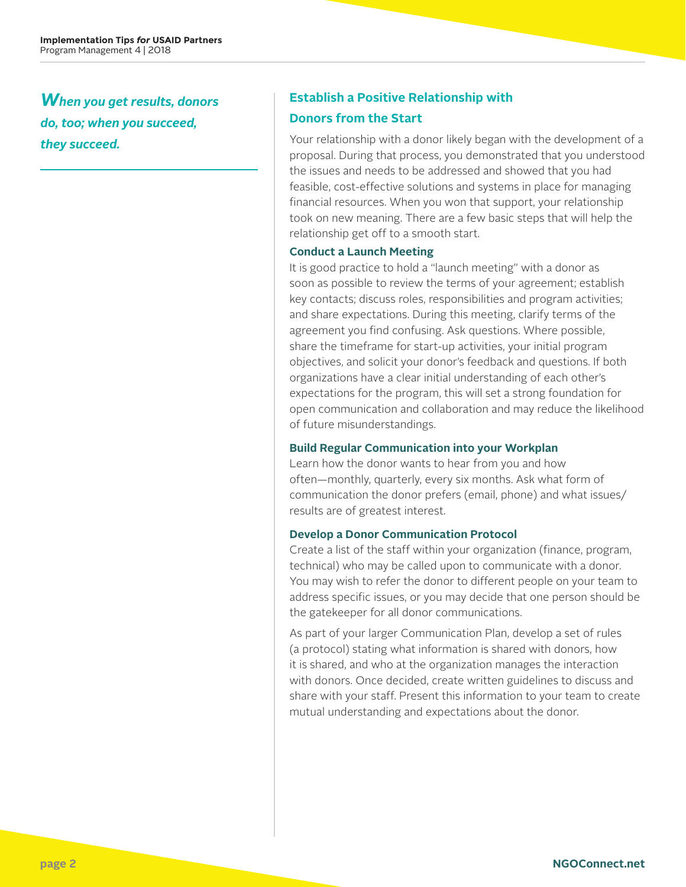*When you get results, donors do, too; when you succeed, they succeed.*

## Establish a Positive Relationship with Donors from the Start

Your relationship with a donor likely began with the development of a proposal. During that process, you demonstrated that you understood the issues and needs to be addressed and showed that you had feasible, cost-effective solutions and systems in place for managing financial resources. When you won that support, your relationship took on new meaning. There are a few basic steps that will help the relationship get off to a smooth start.

### Conduct a Launch Meeting

It is good practice to hold a "launch meeting" with a donor as soon as possible to review the terms of your agreement; establish key contacts; discuss roles, responsibilities and program activities; and share expectations. During this meeting, clarify terms of the agreement you find confusing. Ask questions. Where possible, share the timeframe for start-up activities, your initial program objectives, and solicit your donor's feedback and questions. If both organizations have a clear initial understanding of each other's expectations for the program, this will set a strong foundation for open communication and collaboration and may reduce the likelihood of future misunderstandings.

### Build Regular Communication into your Workplan

Learn how the donor wants to hear from you and how often—monthly, quarterly, every six months. Ask what form of communication the donor prefers (email, phone) and what issues/results are of greatest interest.

### Develop a Donor Communication Protocol

Create a list of the staff within your organization (finance, program, technical) who may be called upon to communicate with a donor. You may wish to refer the donor to different people on your team to address specific issues, or you may decide that one person should be the gatekeeper for all donor communications.

As part of your larger Communication Plan, develop a set of rules (a protocol) stating what information is shared with donors, how it is shared, and who at the organization manages the interaction with donors. Once decided, create written guidelines to discuss and share with your staff. Present this information to your team to create mutual understanding and expectations about the donor.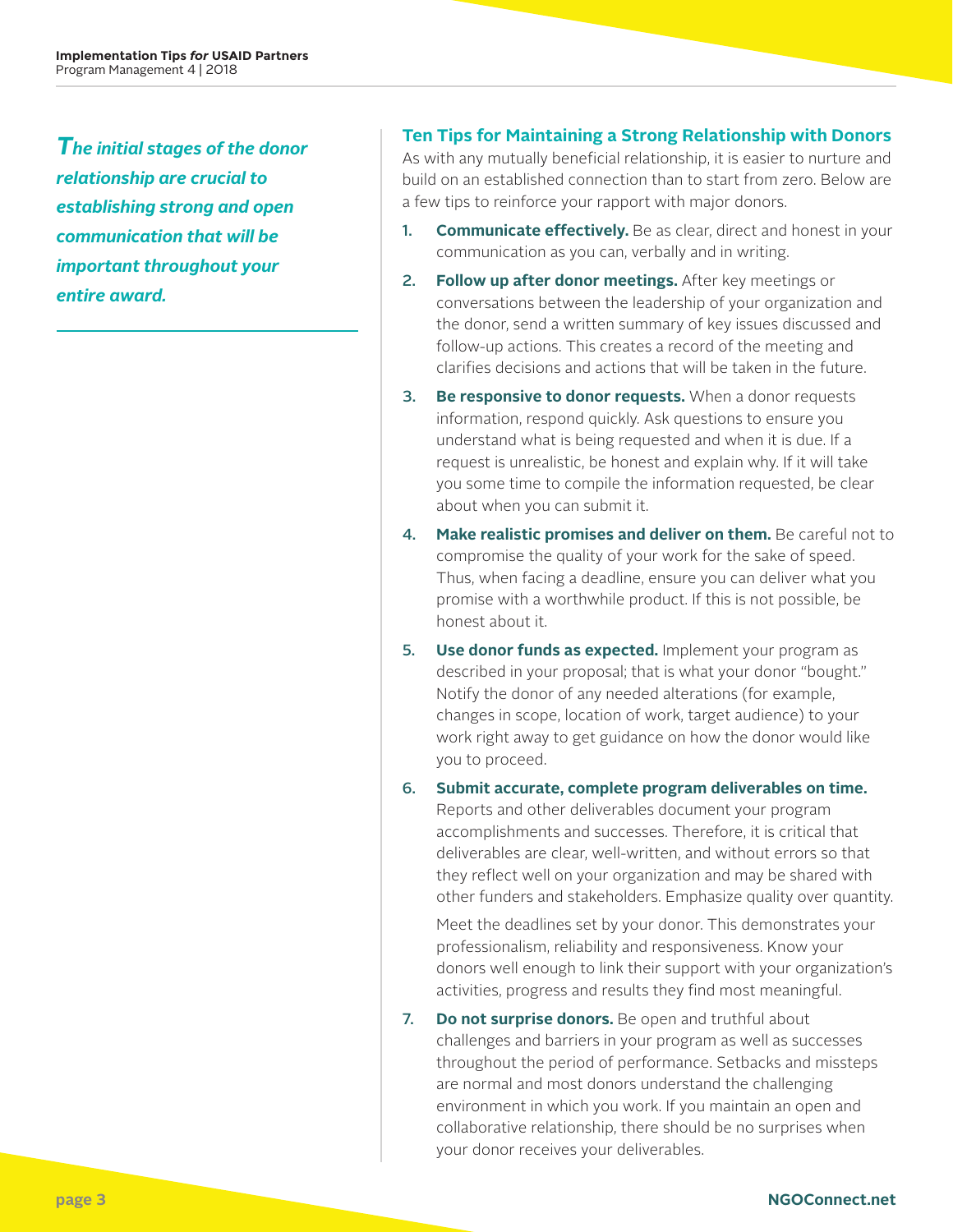***The initial stages of the donor relationship are crucial to establishing strong and open communication that will be important throughout your entire award.***

## Ten Tips for Maintaining a Strong Relationship with Donors

As with any mutually beneficial relationship, it is easier to nurture and build on an established connection than to start from zero. Below are a few tips to reinforce your rapport with major donors.

1. **Communicate effectively.** Be as clear, direct and honest in your communication as you can, verbally and in writing.
2. **Follow up after donor meetings.** After key meetings or conversations between the leadership of your organization and the donor, send a written summary of key issues discussed and follow-up actions. This creates a record of the meeting and clarifies decisions and actions that will be taken in the future.
3. **Be responsive to donor requests.** When a donor requests information, respond quickly. Ask questions to ensure you understand what is being requested and when it is due. If a request is unrealistic, be honest and explain why. If it will take you some time to compile the information requested, be clear about when you can submit it.
4. **Make realistic promises and deliver on them.** Be careful not to compromise the quality of your work for the sake of speed. Thus, when facing a deadline, ensure you can deliver what you promise with a worthwhile product. If this is not possible, be honest about it.
5. **Use donor funds as expected.** Implement your program as described in your proposal; that is what your donor "bought." Notify the donor of any needed alterations (for example, changes in scope, location of work, target audience) to your work right away to get guidance on how the donor would like you to proceed.
6. **Submit accurate, complete program deliverables on time.** Reports and other deliverables document your program accomplishments and successes. Therefore, it is critical that deliverables are clear, well-written, and without errors so that they reflect well on your organization and may be shared with other funders and stakeholders. Emphasize quality over quantity.

   Meet the deadlines set by your donor. This demonstrates your professionalism, reliability and responsiveness. Know your donors well enough to link their support with your organization's activities, progress and results they find most meaningful.
7. **Do not surprise donors.** Be open and truthful about challenges and barriers in your program as well as successes throughout the period of performance. Setbacks and missteps are normal and most donors understand the challenging environment in which you work. If you maintain an open and collaborative relationship, there should be no surprises when your donor receives your deliverables.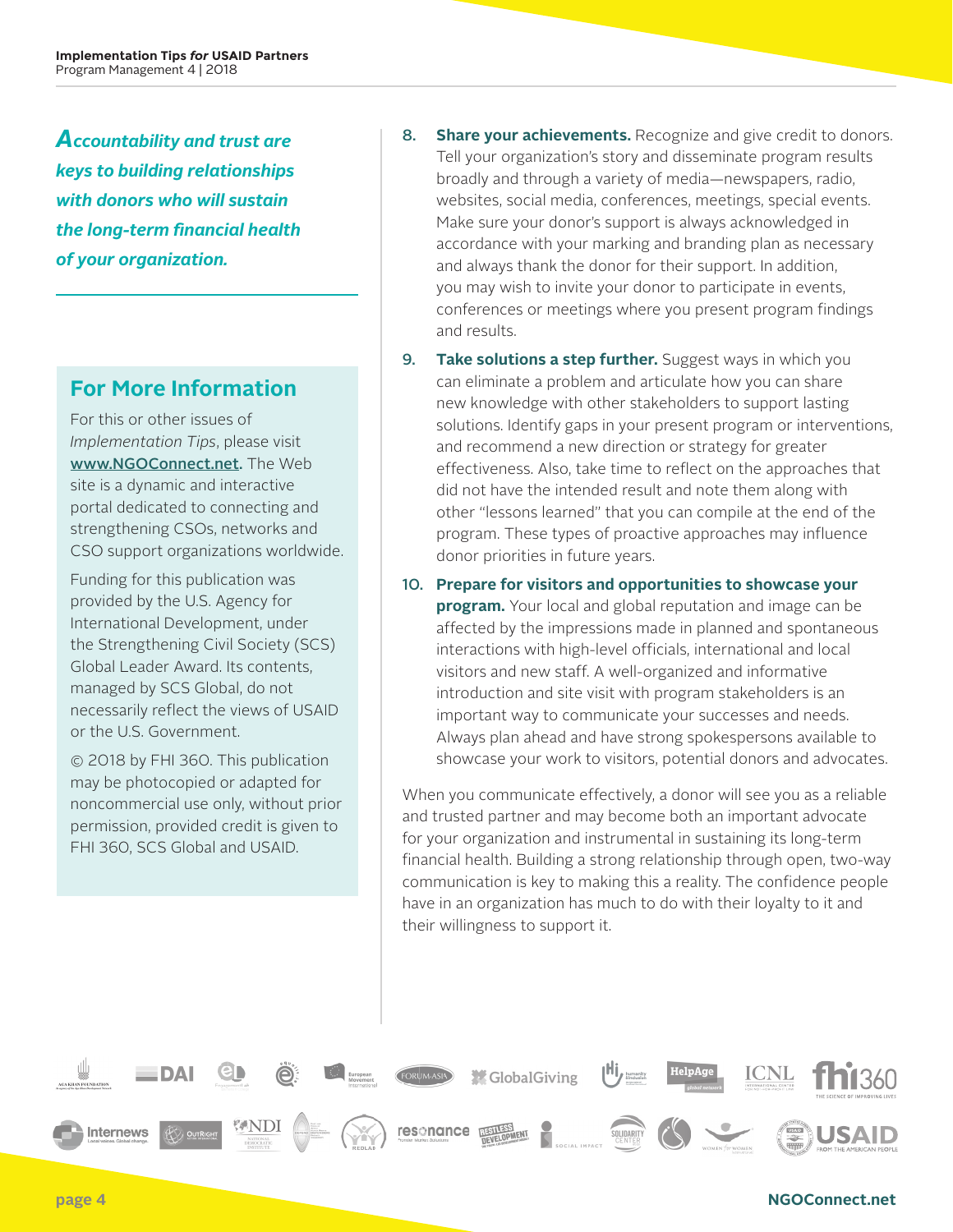*Accountability and trust are keys to building relationships with donors who will sustain the long-term financial health of your organization.*

## For More Information

For this or other issues of *Implementation Tips*, please visit **www.NGOConnect.net.** The Web site is a dynamic and interactive portal dedicated to connecting and strengthening CSOs, networks and CSO support organizations worldwide.

Funding for this publication was provided by the U.S. Agency for International Development, under the Strengthening Civil Society (SCS) Global Leader Award. Its contents, managed by SCS Global, do not necessarily reflect the views of USAID or the U.S. Government.

© 2018 by FHI 360. This publication may be photocopied or adapted for noncommercial use only, without prior permission, provided credit is given to FHI 360, SCS Global and USAID.

8. **Share your achievements.** Recognize and give credit to donors. Tell your organization's story and disseminate program results broadly and through a variety of media—newspapers, radio, websites, social media, conferences, meetings, special events. Make sure your donor's support is always acknowledged in accordance with your marking and branding plan as necessary and always thank the donor for their support. In addition, you may wish to invite your donor to participate in events, conferences or meetings where you present program findings and results.

9. **Take solutions a step further.** Suggest ways in which you can eliminate a problem and articulate how you can share new knowledge with other stakeholders to support lasting solutions. Identify gaps in your present program or interventions, and recommend a new direction or strategy for greater effectiveness. Also, take time to reflect on the approaches that did not have the intended result and note them along with other "lessons learned" that you can compile at the end of the program. These types of proactive approaches may influence donor priorities in future years.

10. **Prepare for visitors and opportunities to showcase your program.** Your local and global reputation and image can be affected by the impressions made in planned and spontaneous interactions with high-level officials, international and local visitors and new staff. A well-organized and informative introduction and site visit with program stakeholders is an important way to communicate your successes and needs. Always plan ahead and have strong spokespersons available to showcase your work to visitors, potential donors and advocates.

When you communicate effectively, a donor will see you as a reliable and trusted partner and may become both an important advocate for your organization and instrumental in sustaining its long-term financial health. Building a strong relationship through open, two-way communication is key to making this a reality. The confidence people have in an organization has much to do with their loyalty to it and their willingness to support it.